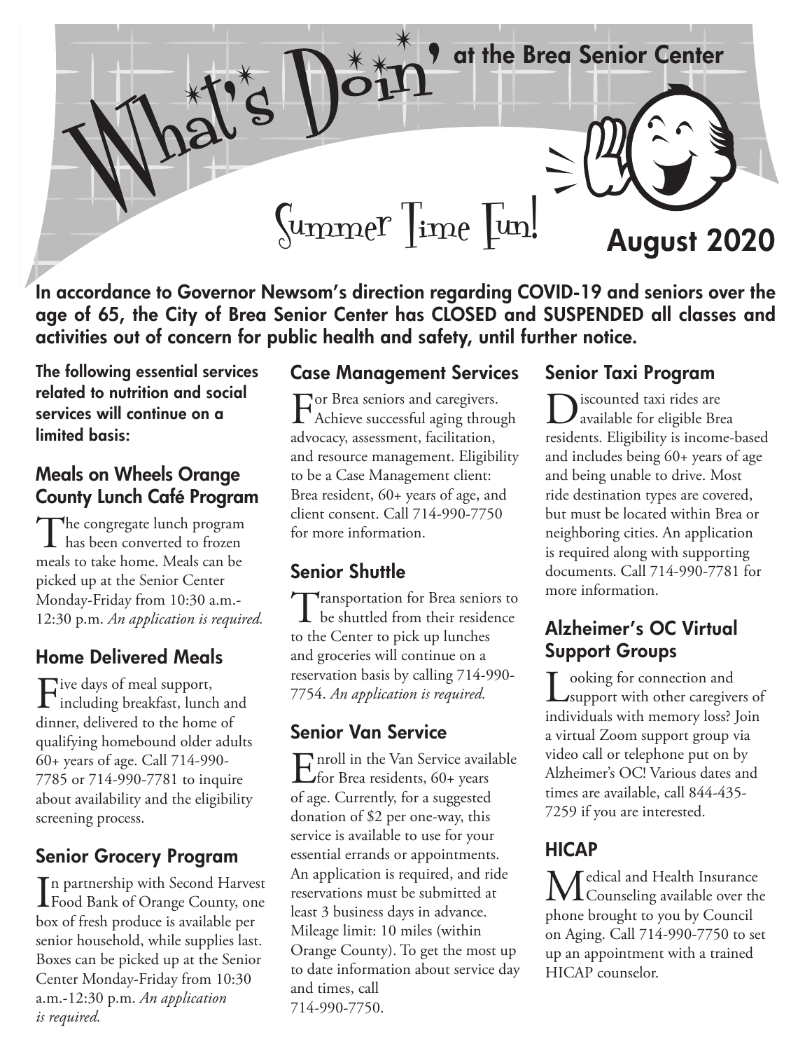# What's Doin' at the Brea Senior Center

## Summer Time Fun!

## August 2020

**In accordance to Governor Newsom's direction regarding COVID-19 and seniors over the age of 65, the City of Brea Senior Center has CLOSED and SUSPENDED all classes and activities out of concern for public health and safety, until further notice.**

**The following essential services related to nutrition and social services will continue on a limited basis:**

### Meals on Wheels Orange County Lunch Café Program

The congregate lunch program has been converted to frozen meals to take home. Meals can be picked up at the Senior Center Monday-Friday from 10:30 a.m.-12:30 p.m. *An application is required.*

### Home Delivered Meals

Five days of meal support, including breakfast, lunch and dinner, delivered to the home of qualifying homebound older adults 60+ years of age. Call 714-990-7785 or 714-990-7781 to inquire about availability and the eligibility screening process.

### Senior Grocery Program

In partnership with Second Harvest Food Bank of Orange County, one box of fresh produce is available per senior household, while supplies last. Boxes can be picked up at the Senior Center Monday-Friday from 10:30 a.m.-12:30 p.m. *An application is required.*

### Case Management Services

For Brea seniors and caregivers. Achieve successful aging through advocacy, assessment, facilitation, and resource management. Eligibility to be a Case Management client: Brea resident, 60+ years of age, and client consent. Call 714-990-7750 for more information.

### Senior Shuttle

Transportation for Brea seniors to be shuttled from their residence to the Center to pick up lunches and groceries will continue on a reservation basis by calling 714-990-7754. *An application is required.*

### Senior Van Service

Enroll in the Van Service available for Brea residents, 60+ years of age. Currently, for a suggested donation of $2 per one-way, this service is available to use for your essential errands or appointments. An application is required, and ride reservations must be submitted at least 3 business days in advance. Mileage limit: 10 miles (within Orange County). To get the most up to date information about service day and times, call 714-990-7750.

### Senior Taxi Program

Discounted taxi rides are available for eligible Brea residents. Eligibility is income-based and includes being 60+ years of age and being unable to drive. Most ride destination types are covered, but must be located within Brea or neighboring cities. An application is required along with supporting documents. Call 714-990-7781 for more information.

### Alzheimer's OC Virtual Support Groups

Looking for connection and support with other caregivers of individuals with memory loss? Join a virtual Zoom support group via video call or telephone put on by Alzheimer's OC! Various dates and times are available, call 844-435-7259 if you are interested.

### HICAP

Medical and Health Insurance Counseling available over the phone brought to you by Council on Aging. Call 714-990-7750 to set up an appointment with a trained HICAP counselor.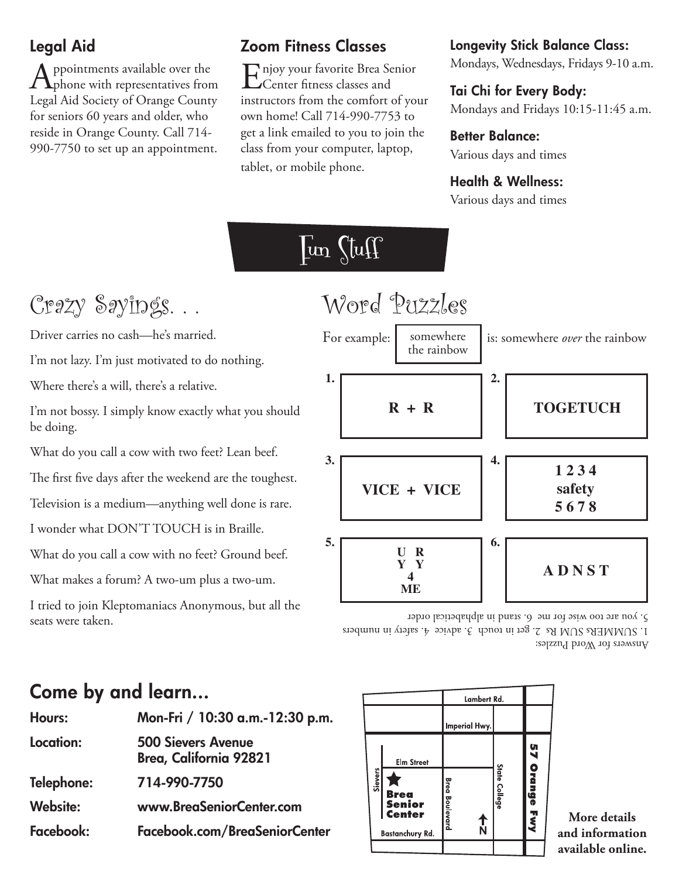## Legal Aid

Appointments available over the phone with representatives from Legal Aid Society of Orange County for seniors 60 years and older, who reside in Orange County. Call 714-990-7750 to set up an appointment.

## Zoom Fitness Classes

Enjoy your favorite Brea Senior Center fitness classes and instructors from the comfort of your own home! Call 714-990-7753 to get a link emailed to you to join the class from your computer, laptop, tablet, or mobile phone.

**Longevity Stick Balance Class:**
Mondays, Wednesdays, Fridays 9-10 a.m.

**Tai Chi for Every Body:**
Mondays and Fridays 10:15-11:45 a.m.

**Better Balance:**
Various days and times

**Health & Wellness:**
Various days and times

# Fun Stuff

## Crazy Sayings. . .

Driver carries no cash—he's married.

I'm not lazy. I'm just motivated to do nothing.

Where there's a will, there's a relative.

I'm not bossy. I simply know exactly what you should be doing.

What do you call a cow with two feet? Lean beef.

The first five days after the weekend are the toughest.

Television is a medium—anything well done is rare.

I wonder what DON'T TOUCH is in Braille.

What do you call a cow with no feet? Ground beef.

What makes a forum? A two-um plus a two-um.

I tried to join Kleptomaniacs Anonymous, but all the seats were taken.

## Word Puzzles

For example: [somewhere the rainbow] is: somewhere *over* the rainbow

1. R + R
2. TOGETUCH
3. VICE + VICE
4. 1 2 3 4 safety 5 6 7 8
5. U R Y Y 4 ME
6. A D N S T

Answers for Word Puzzles:
1. SUMMERs SUM Rs 2. get in touch 3. advice 4. safety in numbers
5. you are too wise for me 6. stand in alphabetical order

## Come by and learn...

| | |
|---|---|
| **Hours:** | **Mon-Fri / 10:30 a.m.-12:30 p.m.** |
| **Location:** | **500 Sievers Avenue Brea, California 92821** |
| **Telephone:** | **714-990-7750** |
| **Website:** | **www.BreaSeniorCenter.com** |
| **Facebook:** | **Facebook.com/BreaSeniorCenter** |

Lambert Rd.
Imperial Hwy.
Elm Street
Sievers
Brea Senior Center
Brea Boulevard
State College
57 Orange Fwy
Bastanchury Rd.
N

**More details and information available online.**